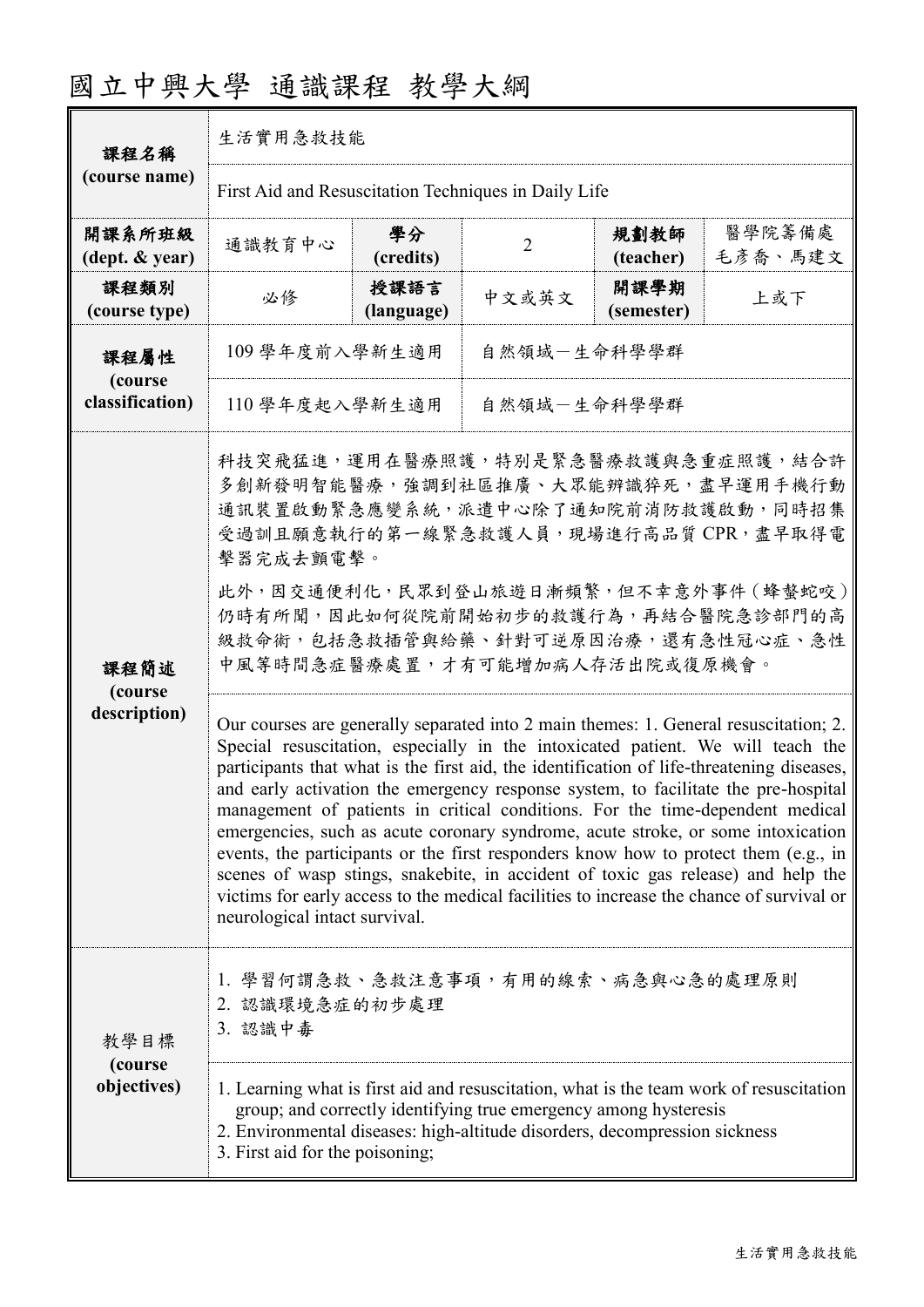# 國立中興大學 通識課程 教學大綱

| 課程名稱 (course name) | 生活實用急救技能 | | | | |
|---|---|---|---|---|---|
| | First Aid and Resuscitation Techniques in Daily Life | | | | |
| 開課系所班級 (dept. & year) | 通識教育中心 | 學分 (credits) | 2 | 規劃教師 (teacher) | 醫學院籌備處 毛彥喬、馬建文 |
| 課程類別 (course type) | 必修 | 授課語言 (language) | 中文或英文 | 開課學期 (semester) | 上或下 |
| 課程屬性 (course classification) | 109 學年度前入學新生適用 | 自然領域－生命科學學群 | | | |
| | 110 學年度起入學新生適用 | 自然領域－生命科學學群 | | | |
| 課程簡述 (course description) | 科技突飛猛進，運用在醫療照護，特別是緊急醫療救護與急重症照護，結合許多創新發明智能醫療，強調到社區推廣、大眾能辨識猝死，盡早運用手機行動通訊裝置啟動緊急應變系統，派遣中心除了通知院前消防救護啟動，同時招集受過訓且願意執行的第一線緊急救護人員，現場進行高品質 CPR，盡早取得電擊器完成去顫電擊。<br><br>此外，因交通便利化，民眾到登山旅遊日漸頻繁，但不幸意外事件（蜂螫蛇咬）仍時有所聞，因此如何從院前開始初步的救護行為，再結合醫院急診部門的高級救命術，包括急救插管與給藥、針對可逆原因治療，還有急性冠心症、急性中風等時間急症醫療處置，才有可能增加病人存活出院或復原機會。 | | | | |
| | Our courses are generally separated into 2 main themes: 1. General resuscitation; 2. Special resuscitation, especially in the intoxicated patient. We will teach the participants that what is the first aid, the identification of life-threatening diseases, and early activation the emergency response system, to facilitate the pre-hospital management of patients in critical conditions. For the time-dependent medical emergencies, such as acute coronary syndrome, acute stroke, or some intoxication events, the participants or the first responders know how to protect them (e.g., in scenes of wasp stings, snakebite, in accident of toxic gas release) and help the victims for early access to the medical facilities to increase the chance of survival or neurological intact survival. | | | | |
| 教學目標 (course objectives) | 1. 學習何謂急救、急救注意事項，有用的線索、病急與心急的處理原則<br>2. 認識環境急症的初步處理<br>3. 認識中毒 | | | | |
| | 1. Learning what is first aid and resuscitation, what is the team work of resuscitation group; and correctly identifying true emergency among hysteresis<br>2. Environmental diseases: high-altitude disorders, decompression sickness<br>3. First aid for the poisoning; | | | | |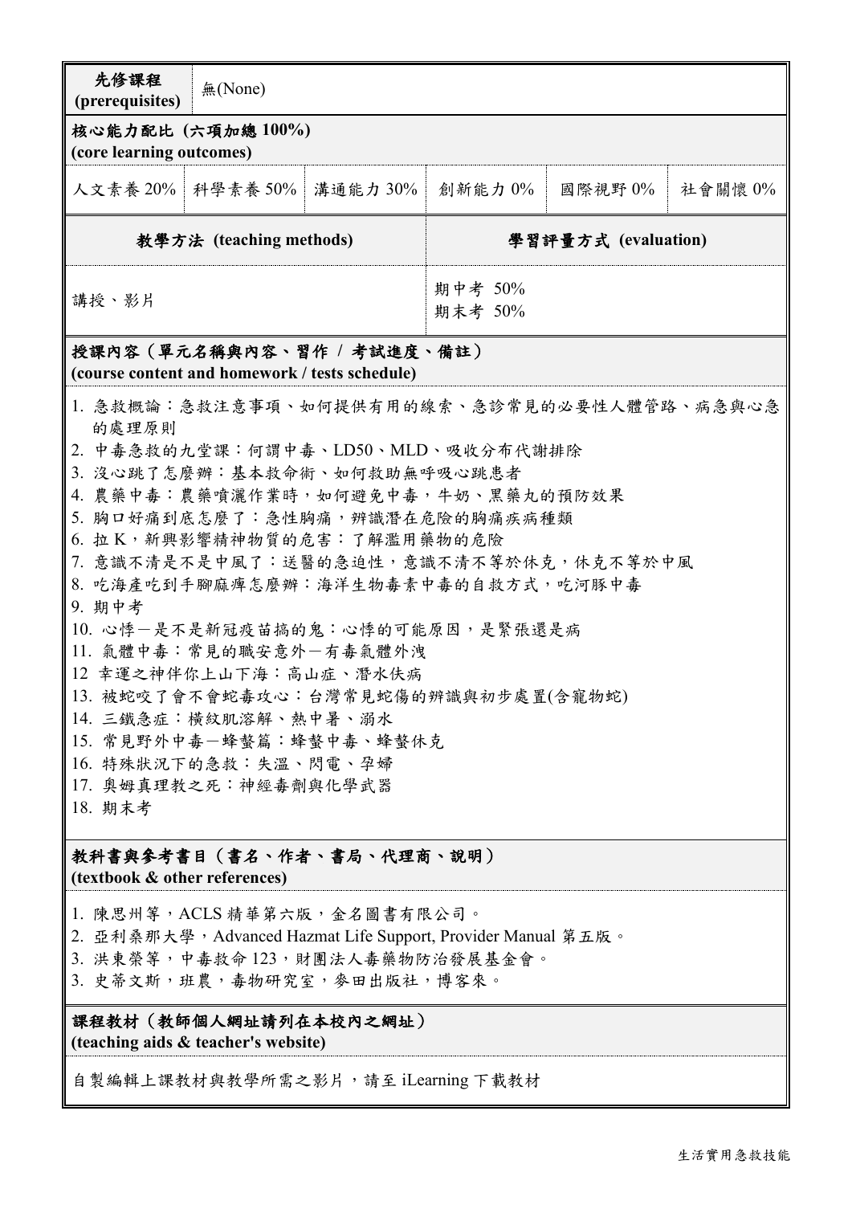| 先修課程 (prerequisites) | 無(None) | | | | |
|---|---|---|---|---|---|
| **核心能力配比 (六項加總 100%) (core learning outcomes)** | | | | | |
| 人文素養 20% | 科學素養 50% | 溝通能力 30% | 創新能力 0% | 國際視野 0% | 社會關懷 0% |

| **教學方法 (teaching methods)** | **學習評量方式 (evaluation)** |
|---|---|
| 講授、影片 | 期中考 50%<br>期末考 50% |

**授課內容（單元名稱與內容、習作 / 考試進度、備註）**
**(course content and homework / tests schedule)**

1. 急救概論：急救注意事項、如何提供有用的線索、急診常見的必要性人體管路、病急與心急的處理原則
2. 中毒急救的九堂課：何謂中毒、LD50、MLD、吸收分布代謝排除
3. 沒心跳了怎麼辦：基本救命術、如何救助無呼吸心跳患者
4. 農藥中毒：農藥噴灑作業時，如何避免中毒，牛奶、黑藥丸的預防效果
5. 胸口好痛到底怎麼了：急性胸痛，辨識潛在危險的胸痛疾病種類
6. 拉 K，新興影響精神物質的危害：了解濫用藥物的危險
7. 意識不清是不是中風了：送醫的急迫性，意識不清不等於休克，休克不等於中風
8. 吃海產吃到手腳麻痺怎麼辦：海洋生物毒素中毒的自救方式，吃河豚中毒
9. 期中考
10. 心悸－是不是新冠疫苗搞的鬼：心悸的可能原因，是緊張還是病
11. 氣體中毒：常見的職安意外－有毒氣體外洩
12 幸運之神伴你上山下海：高山症、潛水伕病
13. 被蛇咬了會不會蛇毒攻心：台灣常見蛇傷的辨識與初步處置(含寵物蛇)
14. 三鐵急症：橫紋肌溶解、熱中暑、溺水
15. 常見野外中毒－蜂螫篇：蜂螫中毒、蜂螫休克
16. 特殊狀況下的急救：失溫、閃電、孕婦
17. 奧姆真理教之死：神經毒劑與化學武器
18. 期末考

**教科書與參考書目（書名、作者、書局、代理商、說明）**
**(textbook & other references)**

1. 陳思州等，ACLS 精華第六版，金名圖書有限公司。
2. 亞利桑那大學，Advanced Hazmat Life Support, Provider Manual 第五版。
3. 洪東榮等，中毒救命 123，財團法人毒藥物防治發展基金會。
3. 史蒂文斯，班農，毒物研究室，麥田出版社，博客來。

**課程教材（教師個人網址請列在本校內之網址）**
**(teaching aids & teacher's website)**

自製編輯上課教材與教學所需之影片，請至 iLearning 下載教材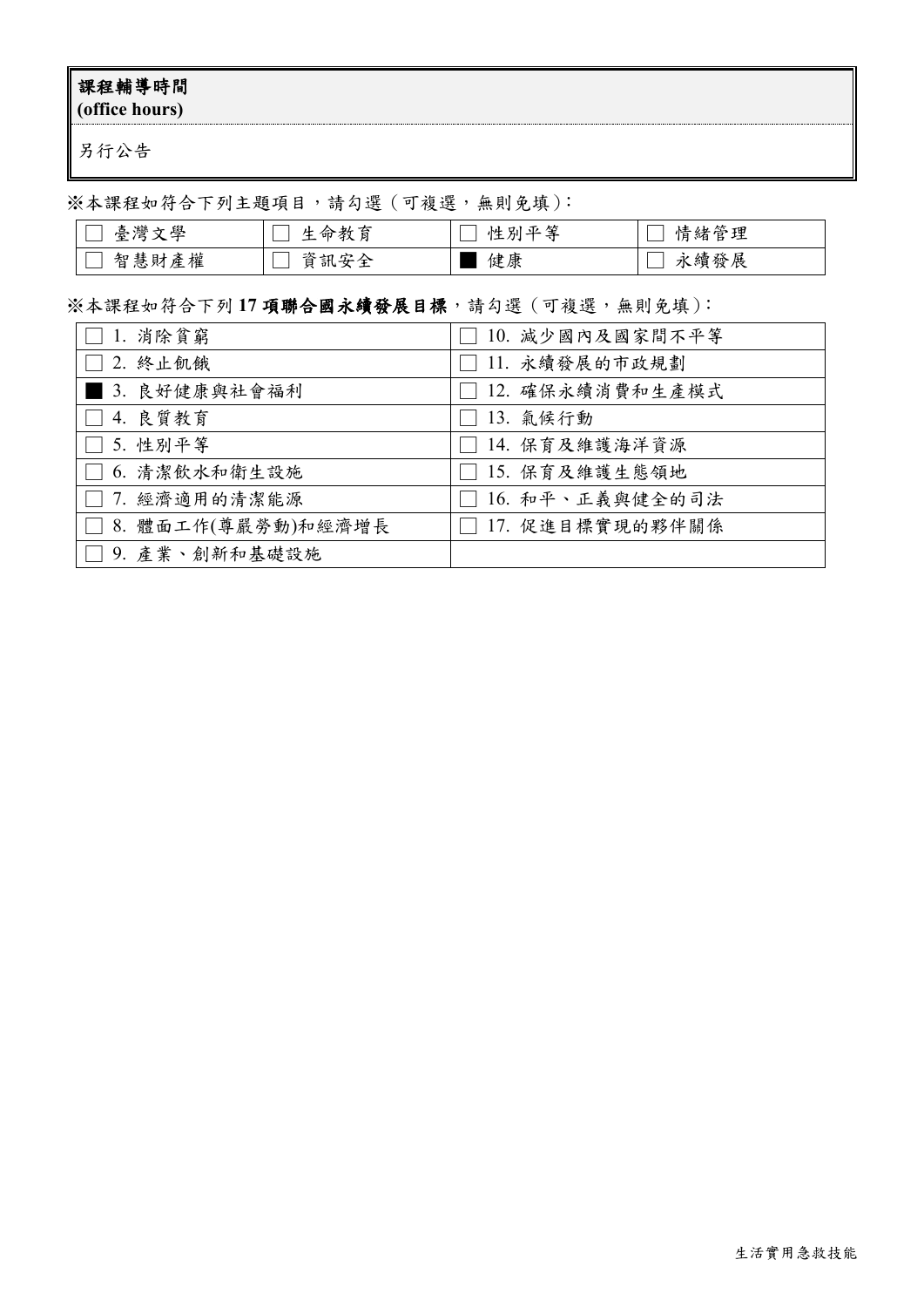| **課程輔導時間**<br>**(office hours)** |
| --- |
| 另行公告 |

※本課程如符合下列主題項目，請勾選（可複選，無則免填）:

| | | | |
| --- | --- | --- | --- |
| ☐ 臺灣文學 | ☐ 生命教育 | ☐ 性別平等 | ☐ 情緒管理 |
| ☐ 智慧財產權 | ☐ 資訊安全 | ■ 健康 | ☐ 永續發展 |

※本課程如符合下列**17 項聯合國永續發展目標**，請勾選（可複選，無則免填）:

| | |
| --- | --- |
| ☐ 1. 消除貧窮 | ☐ 10. 減少國內及國家間不平等 |
| ☐ 2. 終止飢餓 | ☐ 11. 永續發展的市政規劃 |
| ■ 3. 良好健康與社會福利 | ☐ 12. 確保永續消費和生產模式 |
| ☐ 4. 良質教育 | ☐ 13. 氣候行動 |
| ☐ 5. 性別平等 | ☐ 14. 保育及維護海洋資源 |
| ☐ 6. 清潔飲水和衛生設施 | ☐ 15. 保育及維護生態領地 |
| ☐ 7. 經濟適用的清潔能源 | ☐ 16. 和平、正義與健全的司法 |
| ☐ 8. 體面工作(尊嚴勞動)和經濟增長 | ☐ 17. 促進目標實現的夥伴關係 |
| ☐ 9. 產業、創新和基礎設施 | |